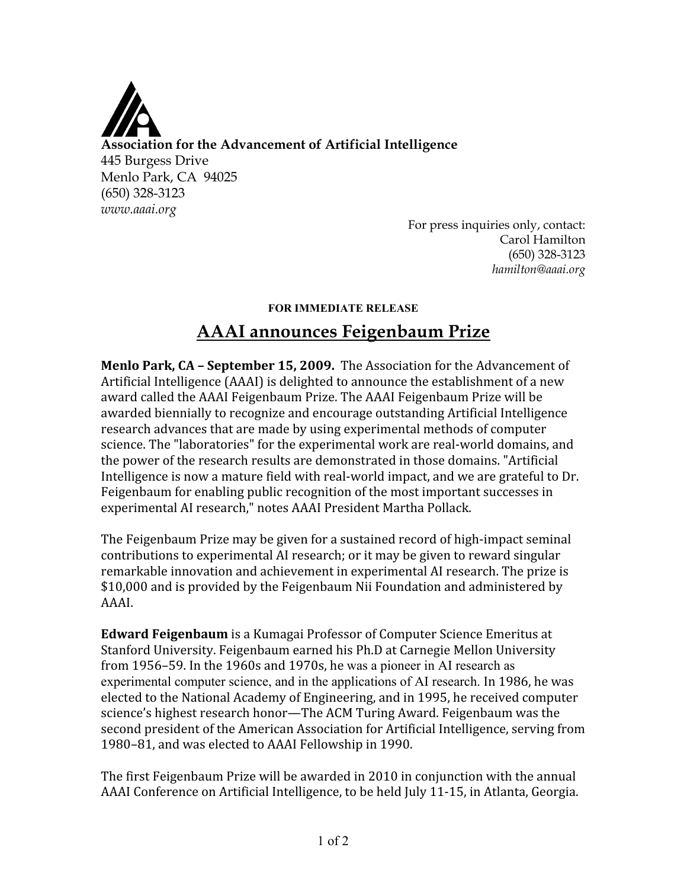**Association for the Advancement of Artificial Intelligence**
445 Burgess Drive
Menlo Park, CA 94025
(650) 328-3123
*www.aaai.org*

For press inquiries only, contact:
Carol Hamilton
(650) 328-3123
*hamilton@aaai.org*

**FOR IMMEDIATE RELEASE**

# AAAI announces Feigenbaum Prize

**Menlo Park, CA – September 15, 2009.** The Association for the Advancement of Artificial Intelligence (AAAI) is delighted to announce the establishment of a new award called the AAAI Feigenbaum Prize. The AAAI Feigenbaum Prize will be awarded biennially to recognize and encourage outstanding Artificial Intelligence research advances that are made by using experimental methods of computer science. The "laboratories" for the experimental work are real-world domains, and the power of the research results are demonstrated in those domains. "Artificial Intelligence is now a mature field with real-world impact, and we are grateful to Dr. Feigenbaum for enabling public recognition of the most important successes in experimental AI research," notes AAAI President Martha Pollack.

The Feigenbaum Prize may be given for a sustained record of high-impact seminal contributions to experimental AI research; or it may be given to reward singular remarkable innovation and achievement in experimental AI research. The prize is $10,000 and is provided by the Feigenbaum Nii Foundation and administered by AAAI.

**Edward Feigenbaum** is a Kumagai Professor of Computer Science Emeritus at Stanford University. Feigenbaum earned his Ph.D at Carnegie Mellon University from 1956–59. In the 1960s and 1970s, he was a pioneer in AI research as experimental computer science, and in the applications of AI research. In 1986, he was elected to the National Academy of Engineering, and in 1995, he received computer science's highest research honor—The ACM Turing Award. Feigenbaum was the second president of the American Association for Artificial Intelligence, serving from 1980–81, and was elected to AAAI Fellowship in 1990.

The first Feigenbaum Prize will be awarded in 2010 in conjunction with the annual AAAI Conference on Artificial Intelligence, to be held July 11-15, in Atlanta, Georgia.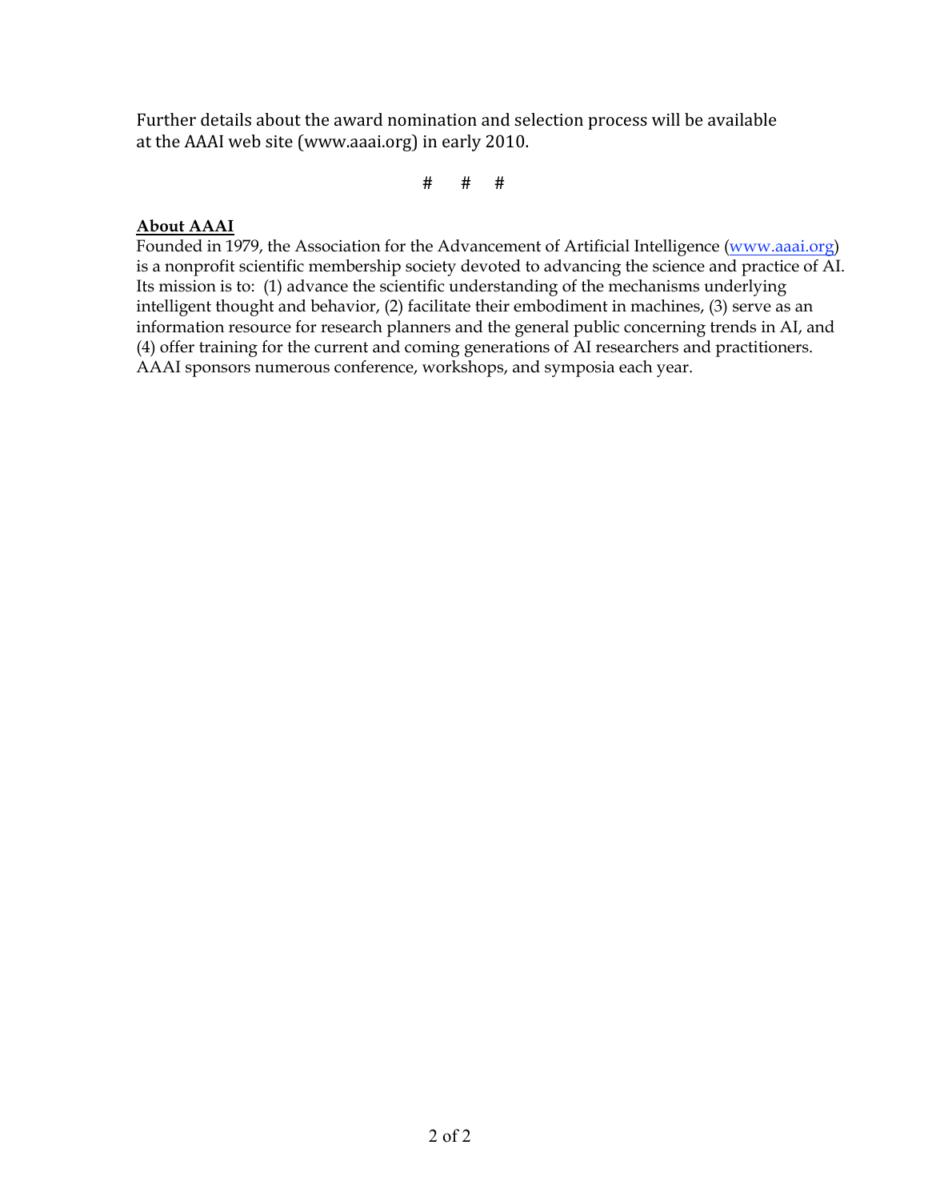Further details about the award nomination and selection process will be available at the AAAI web site (www.aaai.org) in early 2010.

# # #

**About AAAI**

Founded in 1979, the Association for the Advancement of Artificial Intelligence (www.aaai.org) is a nonprofit scientific membership society devoted to advancing the science and practice of AI. Its mission is to: (1) advance the scientific understanding of the mechanisms underlying intelligent thought and behavior, (2) facilitate their embodiment in machines, (3) serve as an information resource for research planners and the general public concerning trends in AI, and (4) offer training for the current and coming generations of AI researchers and practitioners. AAAI sponsors numerous conference, workshops, and symposia each year.